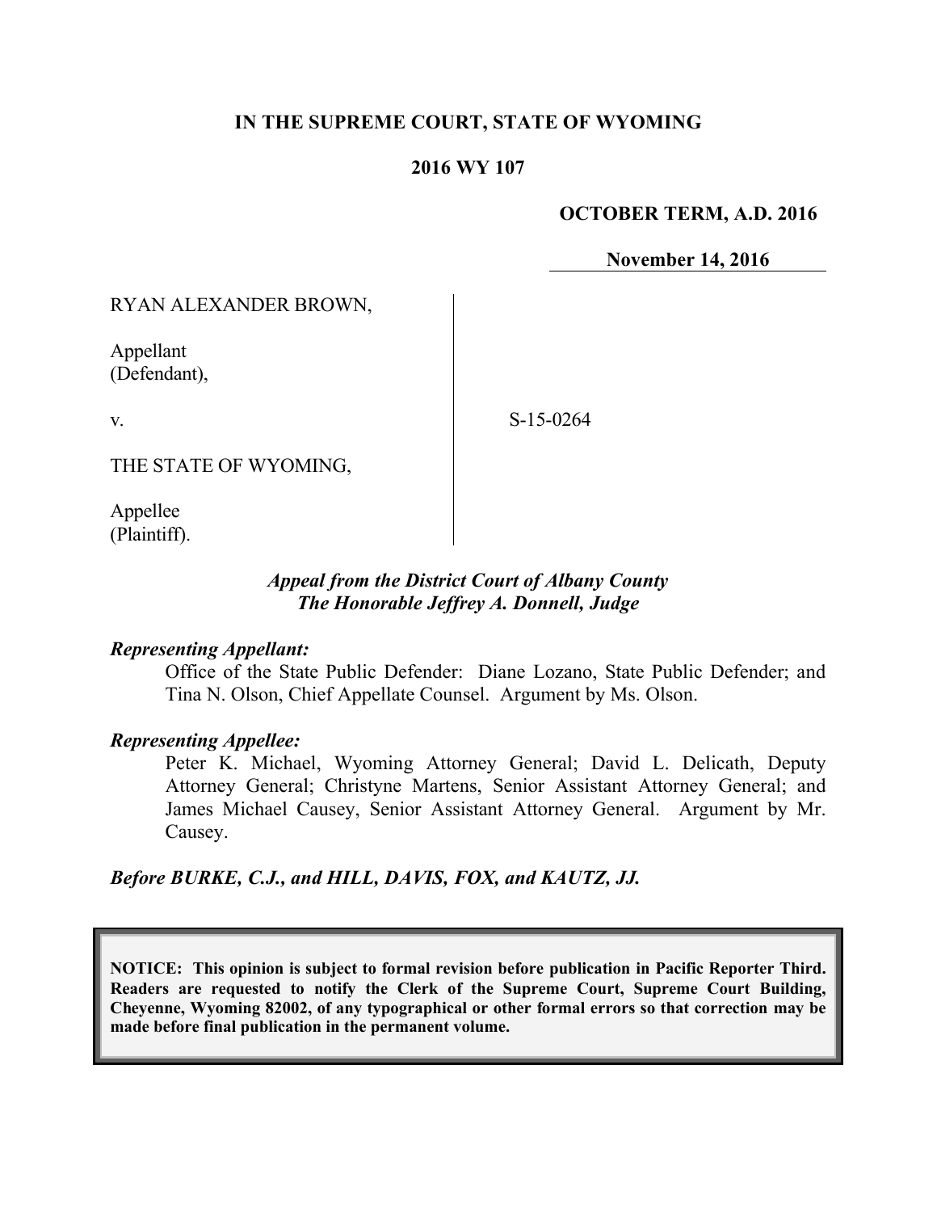**IN THE SUPREME COURT, STATE OF WYOMING**

**2016 WY 107**

**OCTOBER TERM, A.D. 2016**

**November 14, 2016**

RYAN ALEXANDER BROWN,

Appellant
(Defendant),

v.

S-15-0264

THE STATE OF WYOMING,

Appellee
(Plaintiff).

***Appeal from the District Court of Albany County***
***The Honorable Jeffrey A. Donnell, Judge***

***Representing Appellant:***

Office of the State Public Defender: Diane Lozano, State Public Defender; and Tina N. Olson, Chief Appellate Counsel. Argument by Ms. Olson.

***Representing Appellee:***

Peter K. Michael, Wyoming Attorney General; David L. Delicath, Deputy Attorney General; Christyne Martens, Senior Assistant Attorney General; and James Michael Causey, Senior Assistant Attorney General. Argument by Mr. Causey.

***Before BURKE, C.J., and HILL, DAVIS, FOX, and KAUTZ, JJ.***

**NOTICE: This opinion is subject to formal revision before publication in Pacific Reporter Third. Readers are requested to notify the Clerk of the Supreme Court, Supreme Court Building, Cheyenne, Wyoming 82002, of any typographical or other formal errors so that correction may be made before final publication in the permanent volume.**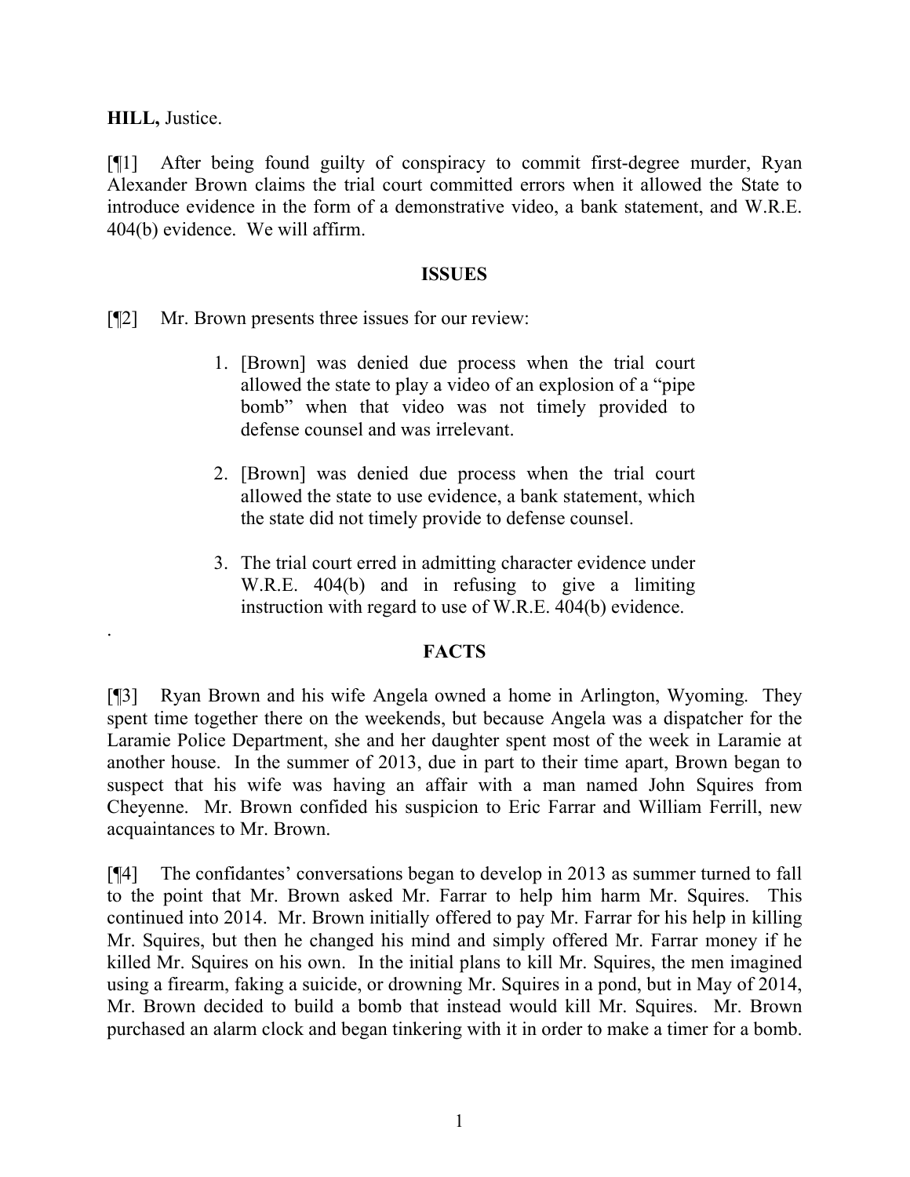**HILL,** Justice.

[¶1] After being found guilty of conspiracy to commit first-degree murder, Ryan Alexander Brown claims the trial court committed errors when it allowed the State to introduce evidence in the form of a demonstrative video, a bank statement, and W.R.E. 404(b) evidence. We will affirm.

## ISSUES

[¶2] Mr. Brown presents three issues for our review:

> 1. [Brown] was denied due process when the trial court allowed the state to play a video of an explosion of a "pipe bomb" when that video was not timely provided to defense counsel and was irrelevant.
>
> 2. [Brown] was denied due process when the trial court allowed the state to use evidence, a bank statement, which the state did not timely provide to defense counsel.
>
> 3. The trial court erred in admitting character evidence under W.R.E. 404(b) and in refusing to give a limiting instruction with regard to use of W.R.E. 404(b) evidence.

## FACTS

[¶3] Ryan Brown and his wife Angela owned a home in Arlington, Wyoming. They spent time together there on the weekends, but because Angela was a dispatcher for the Laramie Police Department, she and her daughter spent most of the week in Laramie at another house. In the summer of 2013, due in part to their time apart, Brown began to suspect that his wife was having an affair with a man named John Squires from Cheyenne. Mr. Brown confided his suspicion to Eric Farrar and William Ferrill, new acquaintances to Mr. Brown.

[¶4] The confidantes' conversations began to develop in 2013 as summer turned to fall to the point that Mr. Brown asked Mr. Farrar to help him harm Mr. Squires. This continued into 2014. Mr. Brown initially offered to pay Mr. Farrar for his help in killing Mr. Squires, but then he changed his mind and simply offered Mr. Farrar money if he killed Mr. Squires on his own. In the initial plans to kill Mr. Squires, the men imagined using a firearm, faking a suicide, or drowning Mr. Squires in a pond, but in May of 2014, Mr. Brown decided to build a bomb that instead would kill Mr. Squires. Mr. Brown purchased an alarm clock and began tinkering with it in order to make a timer for a bomb.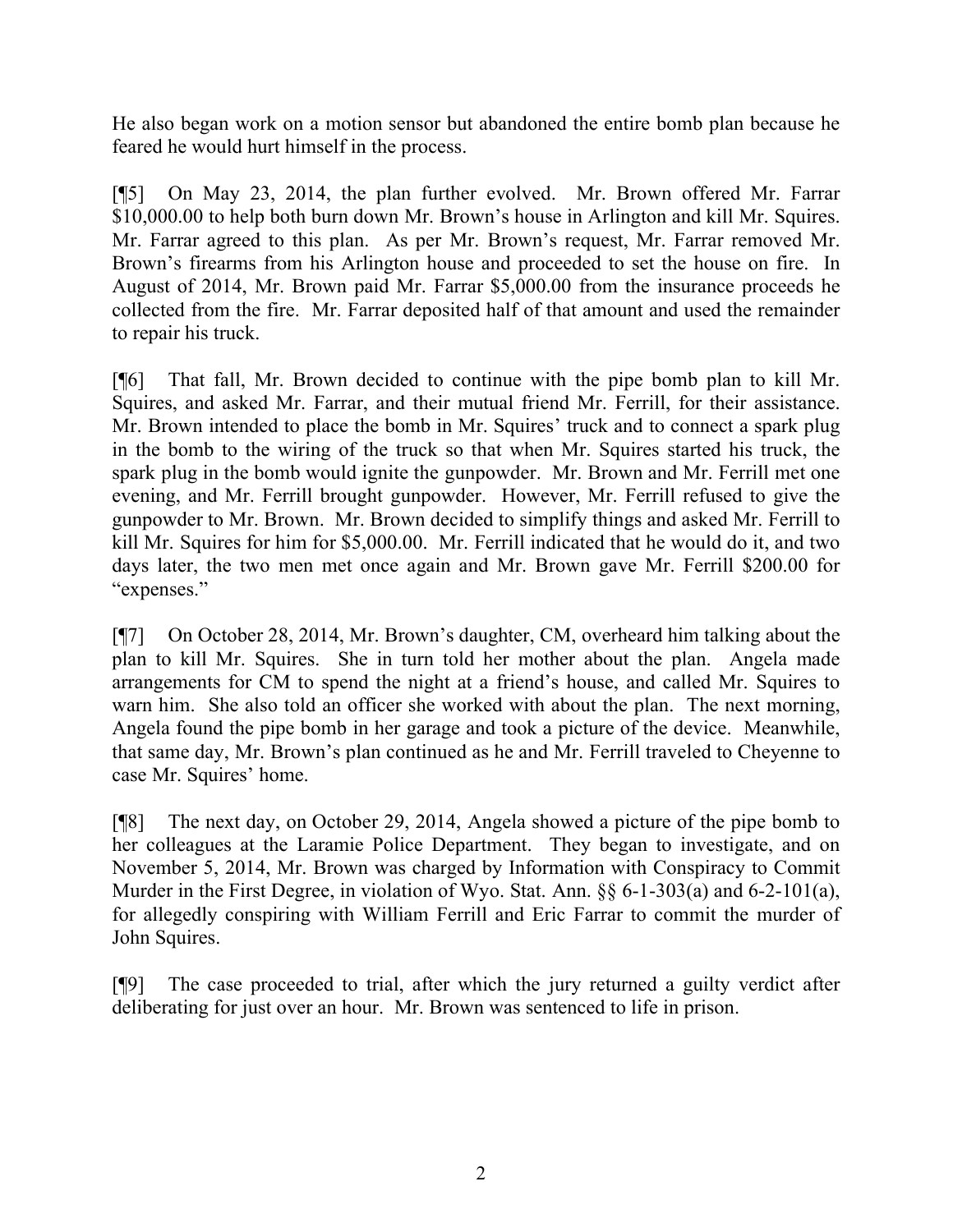He also began work on a motion sensor but abandoned the entire bomb plan because he feared he would hurt himself in the process.

[¶5] On May 23, 2014, the plan further evolved. Mr. Brown offered Mr. Farrar $10,000.00 to help both burn down Mr. Brown's house in Arlington and kill Mr. Squires. Mr. Farrar agreed to this plan. As per Mr. Brown's request, Mr. Farrar removed Mr. Brown's firearms from his Arlington house and proceeded to set the house on fire. In August of 2014, Mr. Brown paid Mr. Farrar $5,000.00 from the insurance proceeds he collected from the fire. Mr. Farrar deposited half of that amount and used the remainder to repair his truck.

[¶6] That fall, Mr. Brown decided to continue with the pipe bomb plan to kill Mr. Squires, and asked Mr. Farrar, and their mutual friend Mr. Ferrill, for their assistance. Mr. Brown intended to place the bomb in Mr. Squires' truck and to connect a spark plug in the bomb to the wiring of the truck so that when Mr. Squires started his truck, the spark plug in the bomb would ignite the gunpowder. Mr. Brown and Mr. Ferrill met one evening, and Mr. Ferrill brought gunpowder. However, Mr. Ferrill refused to give the gunpowder to Mr. Brown. Mr. Brown decided to simplify things and asked Mr. Ferrill to kill Mr. Squires for him for $5,000.00. Mr. Ferrill indicated that he would do it, and two days later, the two men met once again and Mr. Brown gave Mr. Ferrill $200.00 for "expenses."

[¶7] On October 28, 2014, Mr. Brown's daughter, CM, overheard him talking about the plan to kill Mr. Squires. She in turn told her mother about the plan. Angela made arrangements for CM to spend the night at a friend's house, and called Mr. Squires to warn him. She also told an officer she worked with about the plan. The next morning, Angela found the pipe bomb in her garage and took a picture of the device. Meanwhile, that same day, Mr. Brown's plan continued as he and Mr. Ferrill traveled to Cheyenne to case Mr. Squires' home.

[¶8] The next day, on October 29, 2014, Angela showed a picture of the pipe bomb to her colleagues at the Laramie Police Department. They began to investigate, and on November 5, 2014, Mr. Brown was charged by Information with Conspiracy to Commit Murder in the First Degree, in violation of Wyo. Stat. Ann. §§ 6-1-303(a) and 6-2-101(a), for allegedly conspiring with William Ferrill and Eric Farrar to commit the murder of John Squires.

[¶9] The case proceeded to trial, after which the jury returned a guilty verdict after deliberating for just over an hour. Mr. Brown was sentenced to life in prison.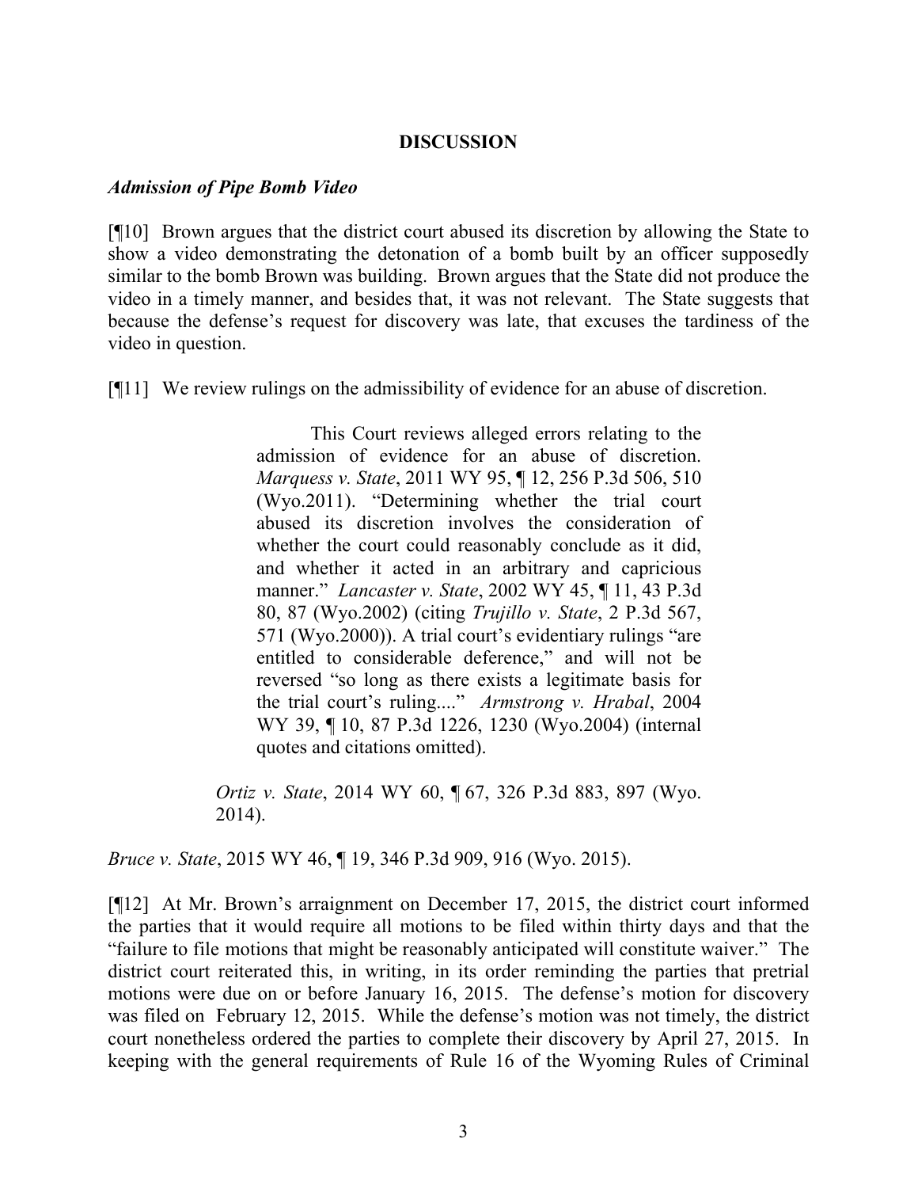**DISCUSSION**

***Admission of Pipe Bomb Video***

[¶10] Brown argues that the district court abused its discretion by allowing the State to show a video demonstrating the detonation of a bomb built by an officer supposedly similar to the bomb Brown was building. Brown argues that the State did not produce the video in a timely manner, and besides that, it was not relevant. The State suggests that because the defense's request for discovery was late, that excuses the tardiness of the video in question.

[¶11] We review rulings on the admissibility of evidence for an abuse of discretion.

> This Court reviews alleged errors relating to the admission of evidence for an abuse of discretion. *Marquess v. State*, 2011 WY 95, ¶ 12, 256 P.3d 506, 510 (Wyo.2011). "Determining whether the trial court abused its discretion involves the consideration of whether the court could reasonably conclude as it did, and whether it acted in an arbitrary and capricious manner." *Lancaster v. State*, 2002 WY 45, ¶ 11, 43 P.3d 80, 87 (Wyo.2002) (citing *Trujillo v. State*, 2 P.3d 567, 571 (Wyo.2000)). A trial court's evidentiary rulings "are entitled to considerable deference," and will not be reversed "so long as there exists a legitimate basis for the trial court's ruling...." *Armstrong v. Hrabal*, 2004 WY 39, ¶ 10, 87 P.3d 1226, 1230 (Wyo.2004) (internal quotes and citations omitted).
>
> *Ortiz v. State*, 2014 WY 60, ¶ 67, 326 P.3d 883, 897 (Wyo. 2014).

*Bruce v. State*, 2015 WY 46, ¶ 19, 346 P.3d 909, 916 (Wyo. 2015).

[¶12] At Mr. Brown's arraignment on December 17, 2015, the district court informed the parties that it would require all motions to be filed within thirty days and that the "failure to file motions that might be reasonably anticipated will constitute waiver." The district court reiterated this, in writing, in its order reminding the parties that pretrial motions were due on or before January 16, 2015. The defense's motion for discovery was filed on February 12, 2015. While the defense's motion was not timely, the district court nonetheless ordered the parties to complete their discovery by April 27, 2015. In keeping with the general requirements of Rule 16 of the Wyoming Rules of Criminal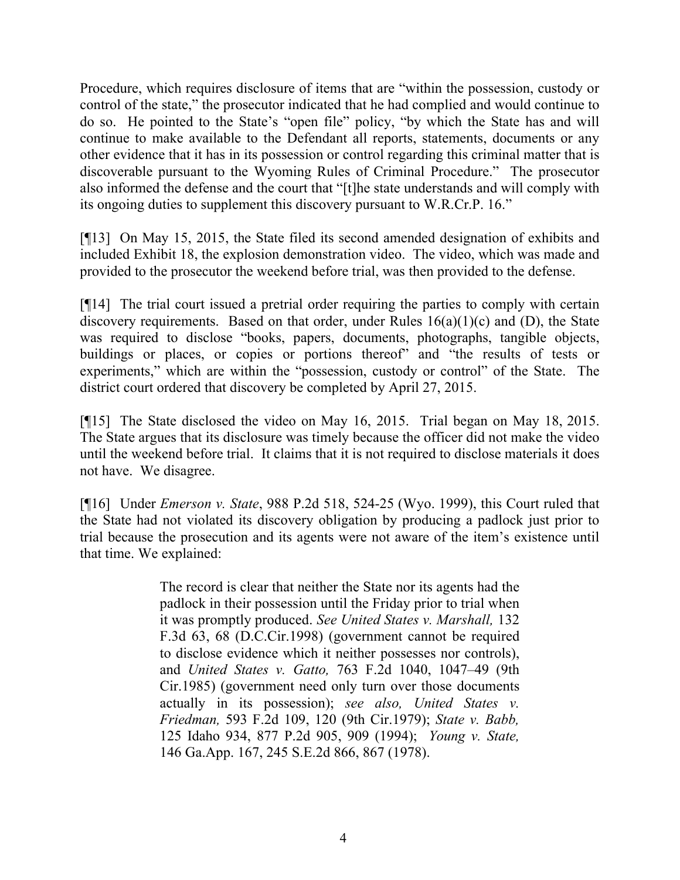Procedure, which requires disclosure of items that are "within the possession, custody or control of the state," the prosecutor indicated that he had complied and would continue to do so. He pointed to the State's "open file" policy, "by which the State has and will continue to make available to the Defendant all reports, statements, documents or any other evidence that it has in its possession or control regarding this criminal matter that is discoverable pursuant to the Wyoming Rules of Criminal Procedure." The prosecutor also informed the defense and the court that "[t]he state understands and will comply with its ongoing duties to supplement this discovery pursuant to W.R.Cr.P. 16."

[¶13] On May 15, 2015, the State filed its second amended designation of exhibits and included Exhibit 18, the explosion demonstration video. The video, which was made and provided to the prosecutor the weekend before trial, was then provided to the defense.

[¶14] The trial court issued a pretrial order requiring the parties to comply with certain discovery requirements. Based on that order, under Rules 16(a)(1)(c) and (D), the State was required to disclose "books, papers, documents, photographs, tangible objects, buildings or places, or copies or portions thereof" and "the results of tests or experiments," which are within the "possession, custody or control" of the State. The district court ordered that discovery be completed by April 27, 2015.

[¶15] The State disclosed the video on May 16, 2015. Trial began on May 18, 2015. The State argues that its disclosure was timely because the officer did not make the video until the weekend before trial. It claims that it is not required to disclose materials it does not have. We disagree.

[¶16] Under *Emerson v. State*, 988 P.2d 518, 524-25 (Wyo. 1999), this Court ruled that the State had not violated its discovery obligation by producing a padlock just prior to trial because the prosecution and its agents were not aware of the item's existence until that time. We explained:

> The record is clear that neither the State nor its agents had the padlock in their possession until the Friday prior to trial when it was promptly produced. *See United States v. Marshall,* 132 F.3d 63, 68 (D.C.Cir.1998) (government cannot be required to disclose evidence which it neither possesses nor controls), and *United States v. Gatto,* 763 F.2d 1040, 1047–49 (9th Cir.1985) (government need only turn over those documents actually in its possession); *see also, United States v. Friedman,* 593 F.2d 109, 120 (9th Cir.1979); *State v. Babb,* 125 Idaho 934, 877 P.2d 905, 909 (1994); *Young v. State,* 146 Ga.App. 167, 245 S.E.2d 866, 867 (1978).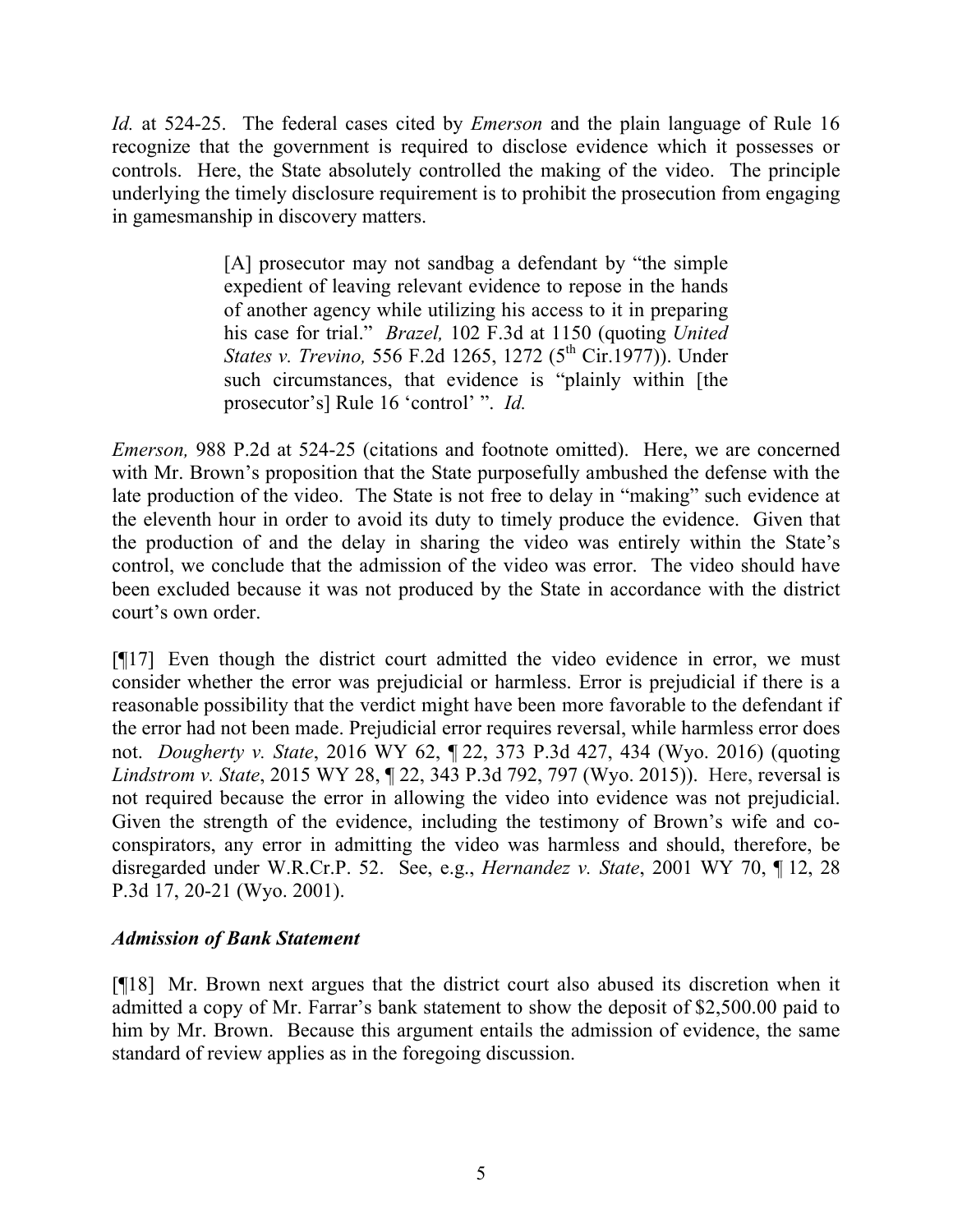*Id.* at 524-25. The federal cases cited by *Emerson* and the plain language of Rule 16 recognize that the government is required to disclose evidence which it possesses or controls. Here, the State absolutely controlled the making of the video. The principle underlying the timely disclosure requirement is to prohibit the prosecution from engaging in gamesmanship in discovery matters.

> [A] prosecutor may not sandbag a defendant by "the simple expedient of leaving relevant evidence to repose in the hands of another agency while utilizing his access to it in preparing his case for trial." *Brazel,* 102 F.3d at 1150 (quoting *United States v. Trevino,* 556 F.2d 1265, 1272 (5th Cir.1977)). Under such circumstances, that evidence is "plainly within [the prosecutor's] Rule 16 'control' ". *Id.*

*Emerson,* 988 P.2d at 524-25 (citations and footnote omitted). Here, we are concerned with Mr. Brown's proposition that the State purposefully ambushed the defense with the late production of the video. The State is not free to delay in "making" such evidence at the eleventh hour in order to avoid its duty to timely produce the evidence. Given that the production of and the delay in sharing the video was entirely within the State's control, we conclude that the admission of the video was error. The video should have been excluded because it was not produced by the State in accordance with the district court's own order.

[¶17] Even though the district court admitted the video evidence in error, we must consider whether the error was prejudicial or harmless. Error is prejudicial if there is a reasonable possibility that the verdict might have been more favorable to the defendant if the error had not been made. Prejudicial error requires reversal, while harmless error does not. *Dougherty v. State*, 2016 WY 62, ¶ 22, 373 P.3d 427, 434 (Wyo. 2016) (quoting *Lindstrom v. State*, 2015 WY 28, ¶ 22, 343 P.3d 792, 797 (Wyo. 2015)). Here, reversal is not required because the error in allowing the video into evidence was not prejudicial. Given the strength of the evidence, including the testimony of Brown's wife and co-conspirators, any error in admitting the video was harmless and should, therefore, be disregarded under W.R.Cr.P. 52. See, e.g., *Hernandez v. State*, 2001 WY 70, ¶ 12, 28 P.3d 17, 20-21 (Wyo. 2001).

### *Admission of Bank Statement*

[¶18] Mr. Brown next argues that the district court also abused its discretion when it admitted a copy of Mr. Farrar's bank statement to show the deposit of $2,500.00 paid to him by Mr. Brown. Because this argument entails the admission of evidence, the same standard of review applies as in the foregoing discussion.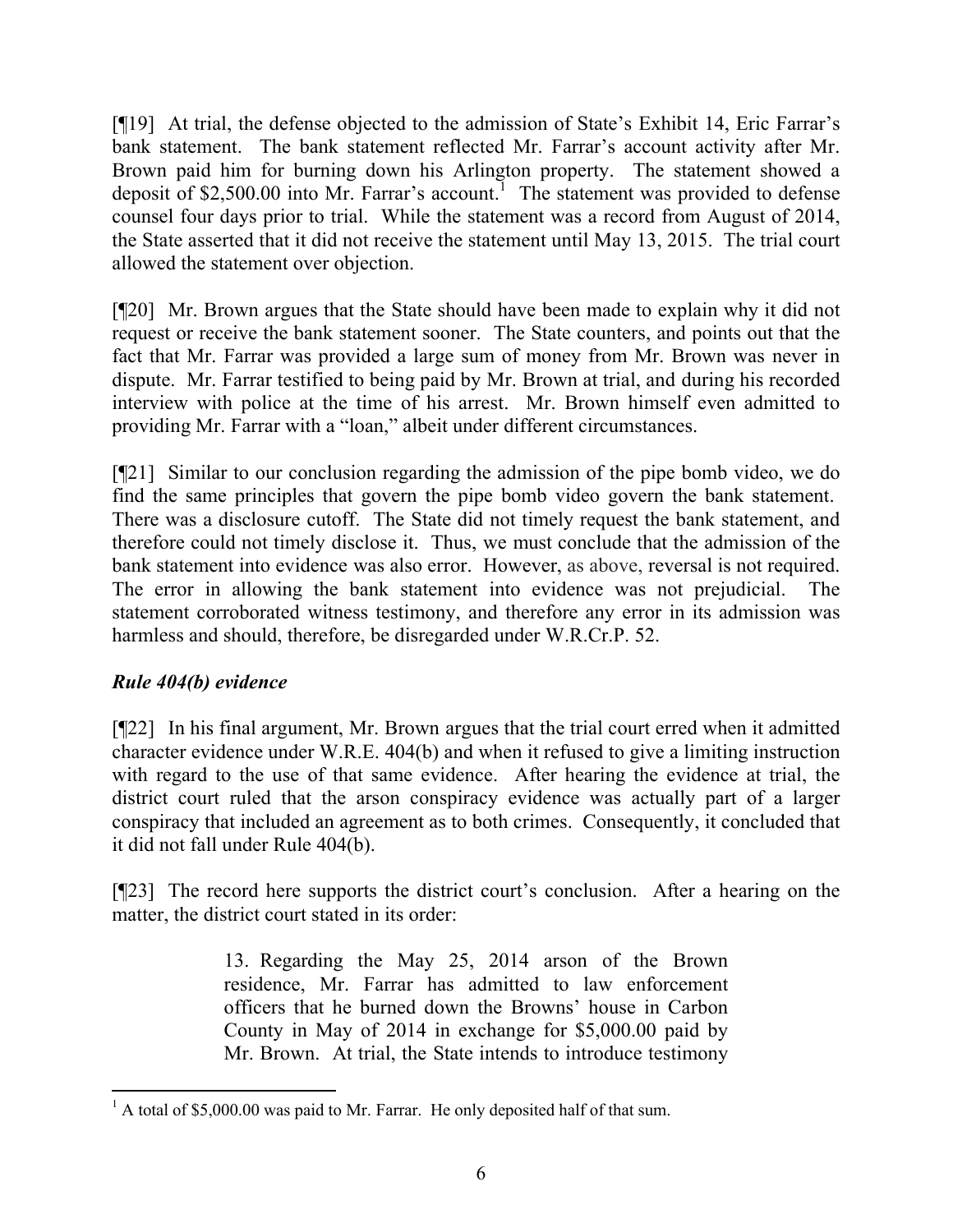[¶19] At trial, the defense objected to the admission of State's Exhibit 14, Eric Farrar's bank statement. The bank statement reflected Mr. Farrar's account activity after Mr. Brown paid him for burning down his Arlington property. The statement showed a deposit of $2,500.00 into Mr. Farrar's account.[1] The statement was provided to defense counsel four days prior to trial. While the statement was a record from August of 2014, the State asserted that it did not receive the statement until May 13, 2015. The trial court allowed the statement over objection.

[¶20] Mr. Brown argues that the State should have been made to explain why it did not request or receive the bank statement sooner. The State counters, and points out that the fact that Mr. Farrar was provided a large sum of money from Mr. Brown was never in dispute. Mr. Farrar testified to being paid by Mr. Brown at trial, and during his recorded interview with police at the time of his arrest. Mr. Brown himself even admitted to providing Mr. Farrar with a "loan," albeit under different circumstances.

[¶21] Similar to our conclusion regarding the admission of the pipe bomb video, we do find the same principles that govern the pipe bomb video govern the bank statement. There was a disclosure cutoff. The State did not timely request the bank statement, and therefore could not timely disclose it. Thus, we must conclude that the admission of the bank statement into evidence was also error. However, as above, reversal is not required. The error in allowing the bank statement into evidence was not prejudicial. The statement corroborated witness testimony, and therefore any error in its admission was harmless and should, therefore, be disregarded under W.R.Cr.P. 52.

### *Rule 404(b) evidence*

[¶22] In his final argument, Mr. Brown argues that the trial court erred when it admitted character evidence under W.R.E. 404(b) and when it refused to give a limiting instruction with regard to the use of that same evidence. After hearing the evidence at trial, the district court ruled that the arson conspiracy evidence was actually part of a larger conspiracy that included an agreement as to both crimes. Consequently, it concluded that it did not fall under Rule 404(b).

[¶23] The record here supports the district court's conclusion. After a hearing on the matter, the district court stated in its order:

> 13. Regarding the May 25, 2014 arson of the Brown residence, Mr. Farrar has admitted to law enforcement officers that he burned down the Browns' house in Carbon County in May of 2014 in exchange for $5,000.00 paid by Mr. Brown. At trial, the State intends to introduce testimony

---

[1] A total of $5,000.00 was paid to Mr. Farrar. He only deposited half of that sum.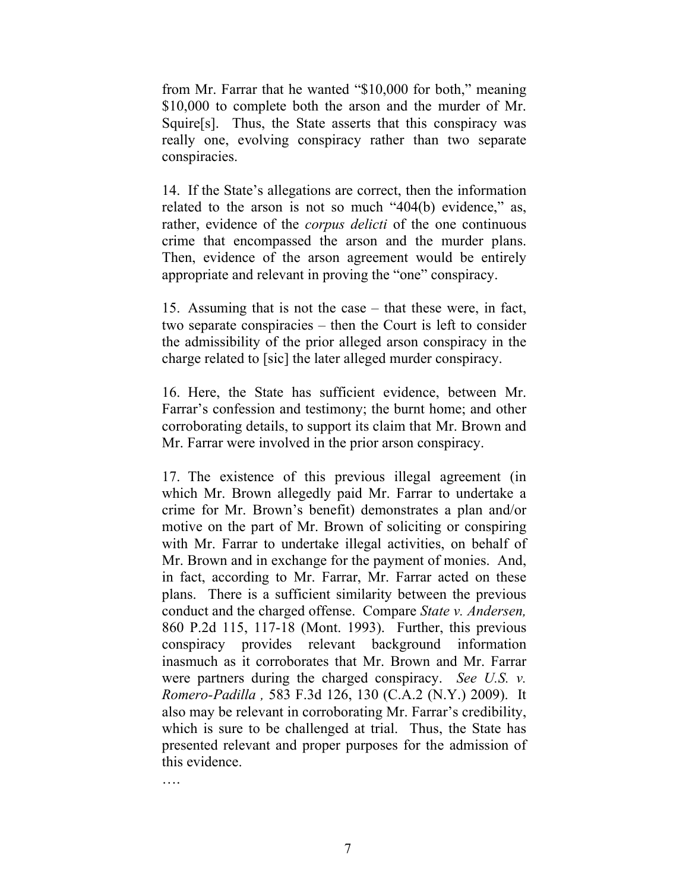from Mr. Farrar that he wanted "$10,000 for both," meaning $10,000 to complete both the arson and the murder of Mr. Squire[s]. Thus, the State asserts that this conspiracy was really one, evolving conspiracy rather than two separate conspiracies.

14. If the State's allegations are correct, then the information related to the arson is not so much "404(b) evidence," as, rather, evidence of the *corpus delicti* of the one continuous crime that encompassed the arson and the murder plans. Then, evidence of the arson agreement would be entirely appropriate and relevant in proving the "one" conspiracy.

15. Assuming that is not the case – that these were, in fact, two separate conspiracies – then the Court is left to consider the admissibility of the prior alleged arson conspiracy in the charge related to [sic] the later alleged murder conspiracy.

16. Here, the State has sufficient evidence, between Mr. Farrar's confession and testimony; the burnt home; and other corroborating details, to support its claim that Mr. Brown and Mr. Farrar were involved in the prior arson conspiracy.

17. The existence of this previous illegal agreement (in which Mr. Brown allegedly paid Mr. Farrar to undertake a crime for Mr. Brown's benefit) demonstrates a plan and/or motive on the part of Mr. Brown of soliciting or conspiring with Mr. Farrar to undertake illegal activities, on behalf of Mr. Brown and in exchange for the payment of monies. And, in fact, according to Mr. Farrar, Mr. Farrar acted on these plans. There is a sufficient similarity between the previous conduct and the charged offense. Compare *State v. Andersen,* 860 P.2d 115, 117-18 (Mont. 1993). Further, this previous conspiracy provides relevant background information inasmuch as it corroborates that Mr. Brown and Mr. Farrar were partners during the charged conspiracy. *See U.S. v. Romero-Padilla ,* 583 F.3d 126, 130 (C.A.2 (N.Y.) 2009). It also may be relevant in corroborating Mr. Farrar's credibility, which is sure to be challenged at trial. Thus, the State has presented relevant and proper purposes for the admission of this evidence.

….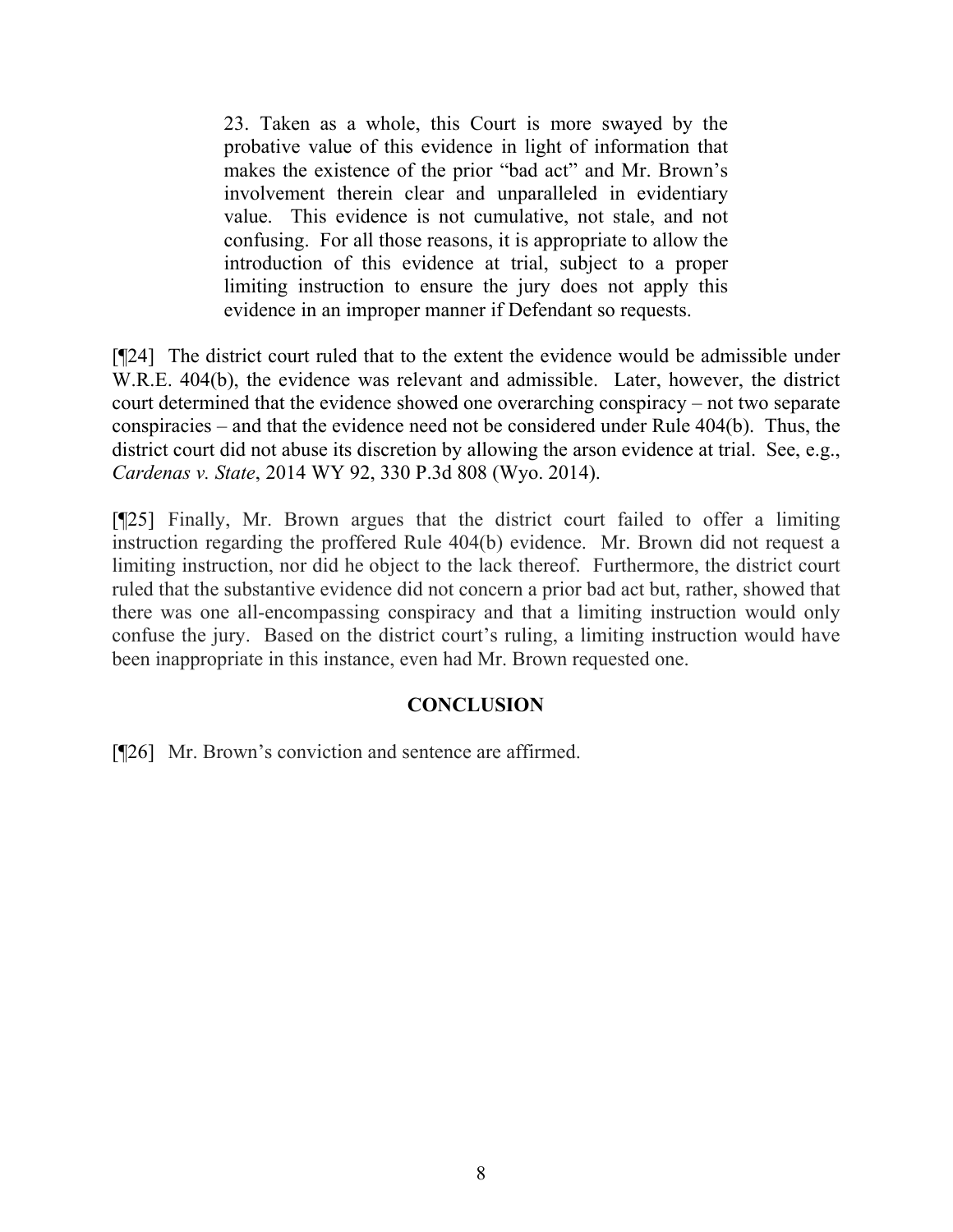> 23. Taken as a whole, this Court is more swayed by the probative value of this evidence in light of information that makes the existence of the prior "bad act" and Mr. Brown's involvement therein clear and unparalleled in evidentiary value. This evidence is not cumulative, not stale, and not confusing. For all those reasons, it is appropriate to allow the introduction of this evidence at trial, subject to a proper limiting instruction to ensure the jury does not apply this evidence in an improper manner if Defendant so requests.

[¶24] The district court ruled that to the extent the evidence would be admissible under W.R.E. 404(b), the evidence was relevant and admissible. Later, however, the district court determined that the evidence showed one overarching conspiracy – not two separate conspiracies – and that the evidence need not be considered under Rule 404(b). Thus, the district court did not abuse its discretion by allowing the arson evidence at trial. See, e.g., *Cardenas v. State*, 2014 WY 92, 330 P.3d 808 (Wyo. 2014).

[¶25] Finally, Mr. Brown argues that the district court failed to offer a limiting instruction regarding the proffered Rule 404(b) evidence. Mr. Brown did not request a limiting instruction, nor did he object to the lack thereof. Furthermore, the district court ruled that the substantive evidence did not concern a prior bad act but, rather, showed that there was one all-encompassing conspiracy and that a limiting instruction would only confuse the jury. Based on the district court's ruling, a limiting instruction would have been inappropriate in this instance, even had Mr. Brown requested one.

## CONCLUSION

[¶26] Mr. Brown's conviction and sentence are affirmed.